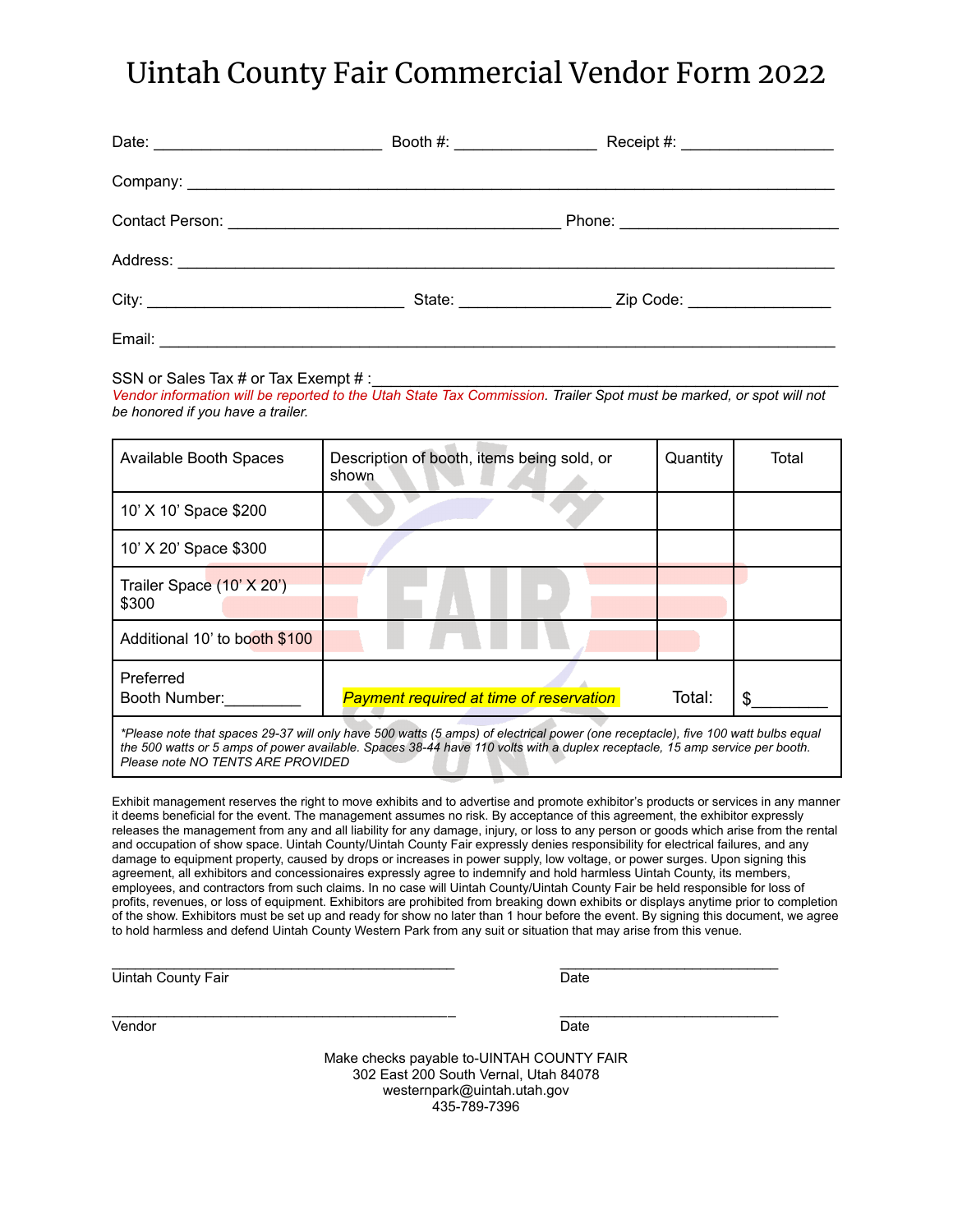# Uintah County Fair Commercial Vendor Form 2022

Date: ______________________ Booth #: ______________ Receipt #: ________________

Company: ______________________________________________________________________

Contact Person: ________________________________ Phone: ______________________

Address: ______________________________________________________________________

City: __________________________ State: ______________ Zip Code: ______________

Email: ________________________________________________________________________

SSN or Sales Tax # or Tax Exempt # :_____________________________________________

*Vendor information will be reported to the Utah State Tax Commission. Trailer Spot must be marked, or spot will not be honored if you have a trailer.*

| Available Booth Spaces | Description of booth, items being sold, or shown | Quantity | Total |
|---|---|---|---|
| 10' X 10' Space $200 | | | |
| 10' X 20' Space $300 | | | |
| Trailer Space (10' X 20') $300 | | | |
| Additional 10' to booth $100 | | | |
| Preferred Booth Number:________ | *Payment required at time of reservation* | Total: | $________ |
| *\*Please note that spaces 29-37 will only have 500 watts (5 amps) of electrical power (one receptacle), five 100 watt bulbs equal the 500 watts or 5 amps of power available. Spaces 38-44 have 110 volts with a duplex receptacle, 15 amp service per booth. Please note NO TENTS ARE PROVIDED* | | | |

Exhibit management reserves the right to move exhibits and to advertise and promote exhibitor's products or services in any manner it deems beneficial for the event. The management assumes no risk. By acceptance of this agreement, the exhibitor expressly releases the management from any and all liability for any damage, injury, or loss to any person or goods which arise from the rental and occupation of show space. Uintah County/Uintah County Fair expressly denies responsibility for electrical failures, and any damage to equipment property, caused by drops or increases in power supply, low voltage, or power surges. Upon signing this agreement, all exhibitors and concessionaires expressly agree to indemnify and hold harmless Uintah County, its members, employees, and contractors from such claims. In no case will Uintah County/Uintah County Fair be held responsible for loss of profits, revenues, or loss of equipment. Exhibitors are prohibited from breaking down exhibits or displays anytime prior to completion of the show. Exhibitors must be set up and ready for show no later than 1 hour before the event. By signing this document, we agree to hold harmless and defend Uintah County Western Park from any suit or situation that may arise from this venue.

________________________________________ ________________________

Uintah County Fair Date

________________________________________ ________________________

Vendor Date

Make checks payable to-UINTAH COUNTY FAIR
302 East 200 South Vernal, Utah 84078
westernpark@uintah.utah.gov
435-789-7396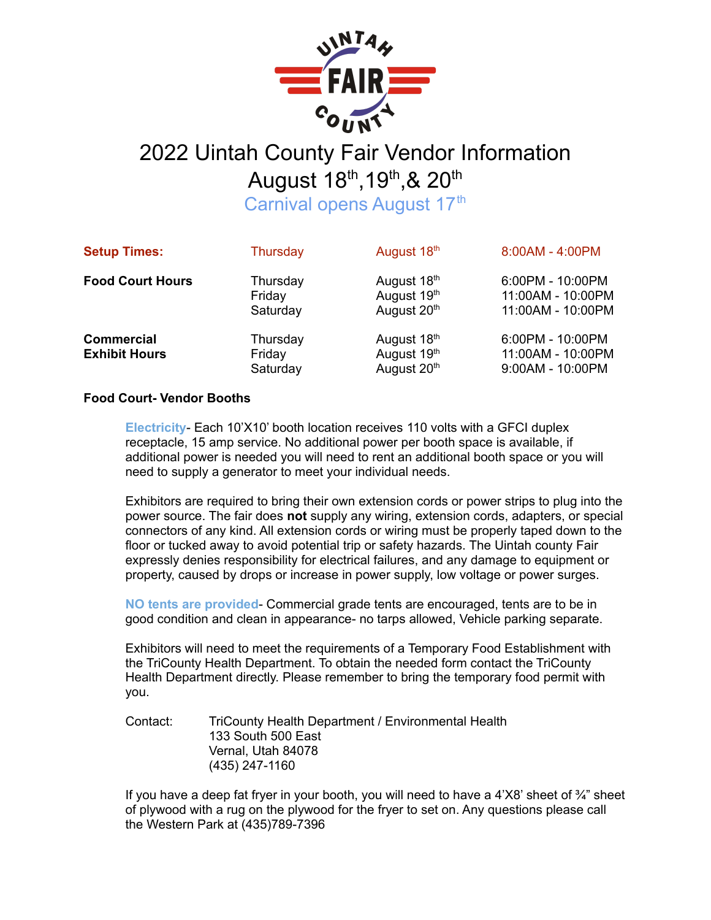# 2022 Uintah County Fair Vendor Information

## August 18th, 19th, & 20th

Carnival opens August 17th

| | | | |
|---|---|---|---|
| **Setup Times:** | Thursday | August 18th | 8:00AM - 4:00PM |
| **Food Court Hours** | Thursday | August 18th | 6:00PM - 10:00PM |
| | Friday | August 19th | 11:00AM - 10:00PM |
| | Saturday | August 20th | 11:00AM - 10:00PM |
| **Commercial Exhibit Hours** | Thursday | August 18th | 6:00PM - 10:00PM |
| | Friday | August 19th | 11:00AM - 10:00PM |
| | Saturday | August 20th | 9:00AM - 10:00PM |

**Food Court- Vendor Booths**

**Electricity**- Each 10'X10' booth location receives 110 volts with a GFCI duplex receptacle, 15 amp service. No additional power per booth space is available, if additional power is needed you will need to rent an additional booth space or you will need to supply a generator to meet your individual needs.

Exhibitors are required to bring their own extension cords or power strips to plug into the power source. The fair does **not** supply any wiring, extension cords, adapters, or special connectors of any kind. All extension cords or wiring must be properly taped down to the floor or tucked away to avoid potential trip or safety hazards. The Uintah county Fair expressly denies responsibility for electrical failures, and any damage to equipment or property, caused by drops or increase in power supply, low voltage or power surges.

**NO tents are provided**- Commercial grade tents are encouraged, tents are to be in good condition and clean in appearance- no tarps allowed, Vehicle parking separate.

Exhibitors will need to meet the requirements of a Temporary Food Establishment with the TriCounty Health Department. To obtain the needed form contact the TriCounty Health Department directly. Please remember to bring the temporary food permit with you.

Contact: TriCounty Health Department / Environmental Health
133 South 500 East
Vernal, Utah 84078
(435) 247-1160

If you have a deep fat fryer in your booth, you will need to have a 4'X8' sheet of ¾" sheet of plywood with a rug on the plywood for the fryer to set on. Any questions please call the Western Park at (435)789-7396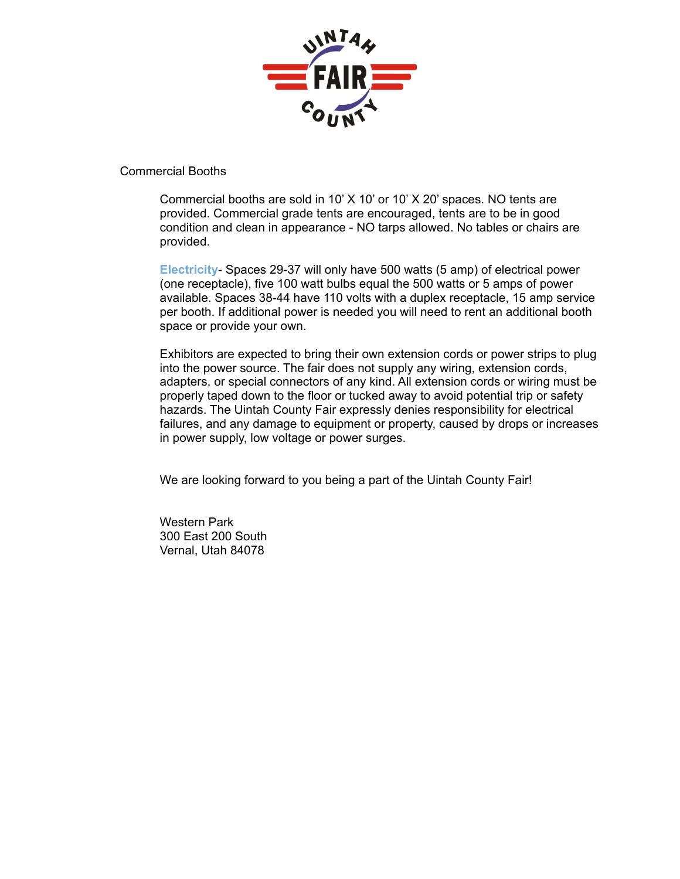Commercial Booths

Commercial booths are sold in 10’ X 10’ or 10’ X 20’ spaces. NO tents are provided. Commercial grade tents are encouraged, tents are to be in good condition and clean in appearance - NO tarps allowed. No tables or chairs are provided.

**Electricity**- Spaces 29-37 will only have 500 watts (5 amp) of electrical power (one receptacle), five 100 watt bulbs equal the 500 watts or 5 amps of power available. Spaces 38-44 have 110 volts with a duplex receptacle, 15 amp service per booth. If additional power is needed you will need to rent an additional booth space or provide your own.

Exhibitors are expected to bring their own extension cords or power strips to plug into the power source. The fair does not supply any wiring, extension cords, adapters, or special connectors of any kind. All extension cords or wiring must be properly taped down to the floor or tucked away to avoid potential trip or safety hazards. The Uintah County Fair expressly denies responsibility for electrical failures, and any damage to equipment or property, caused by drops or increases in power supply, low voltage or power surges.

We are looking forward to you being a part of the Uintah County Fair!

Western Park
300 East 200 South
Vernal, Utah 84078